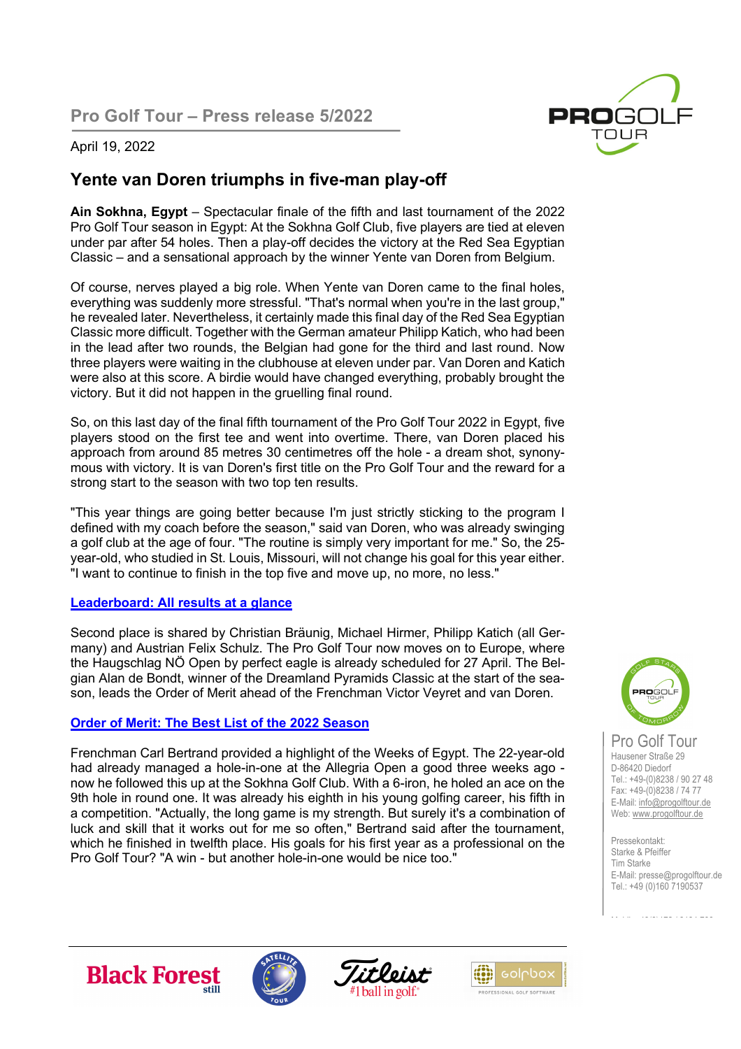Pro Golf Tour – Press release 5/2022

April 19, 2022

## Yente van Doren triumphs in five-man play-off

**Ain Sokhna, Egypt** – Spectacular finale of the fifth and last tournament of the 2022 Pro Golf Tour season in Egypt: At the Sokhna Golf Club, five players are tied at eleven under par after 54 holes. Then a play-off decides the victory at the Red Sea Egyptian Classic – and a sensational approach by the winner Yente van Doren from Belgium.

Of course, nerves played a big role. When Yente van Doren came to the final holes, everything was suddenly more stressful. "That's normal when you're in the last group," he revealed later. Nevertheless, it certainly made this final day of the Red Sea Egyptian Classic more difficult. Together with the German amateur Philipp Katich, who had been in the lead after two rounds, the Belgian had gone for the third and last round. Now three players were waiting in the clubhouse at eleven under par. Van Doren and Katich were also at this score. A birdie would have changed everything, probably brought the victory. But it did not happen in the gruelling final round.

So, on this last day of the final fifth tournament of the Pro Golf Tour 2022 in Egypt, five players stood on the first tee and went into overtime. There, van Doren placed his approach from around 85 metres 30 centimetres off the hole - a dream shot, synonymous with victory. It is van Doren's first title on the Pro Golf Tour and the reward for a strong start to the season with two top ten results.

"This year things are going better because I'm just strictly sticking to the program I defined with my coach before the season," said van Doren, who was already swinging a golf club at the age of four. "The routine is simply very important for me." So, the 25-year-old, who studied in St. Louis, Missouri, will not change his goal for this year either. "I want to continue to finish in the top five and move up, no more, no less."

**Leaderboard: All results at a glance**

Second place is shared by Christian Bräunig, Michael Hirmer, Philipp Katich (all Germany) and Austrian Felix Schulz. The Pro Golf Tour now moves on to Europe, where the Haugschlag NÖ Open by perfect eagle is already scheduled for 27 April. The Belgian Alan de Bondt, winner of the Dreamland Pyramids Classic at the start of the season, leads the Order of Merit ahead of the Frenchman Victor Veyret and van Doren.

**Order of Merit: The Best List of the 2022 Season**

Frenchman Carl Bertrand provided a highlight of the Weeks of Egypt. The 22-year-old had already managed a hole-in-one at the Allegria Open a good three weeks ago - now he followed this up at the Sokhna Golf Club. With a 6-iron, he holed an ace on the 9th hole in round one. It was already his eighth in his young golfing career, his fifth in a competition. "Actually, the long game is my strength. But surely it's a combination of luck and skill that it works out for me so often," Bertrand said after the tournament, which he finished in twelfth place. His goals for his first year as a professional on the Pro Golf Tour? "A win - but another hole-in-one would be nice too."

Pro Golf Tour
Hausener Straße 29
D-86420 Diedorf
Tel.: +49-(0)8238 / 90 27 48
Fax: +49-(0)8238 / 74 77
E-Mail: info@progolftour.de
Web: www.progolftour.de

Pressekontakt:
Starke & Pfeiffer
Tim Starke
E-Mail: presse@progolftour.de
Tel.: +49 (0)160 7190537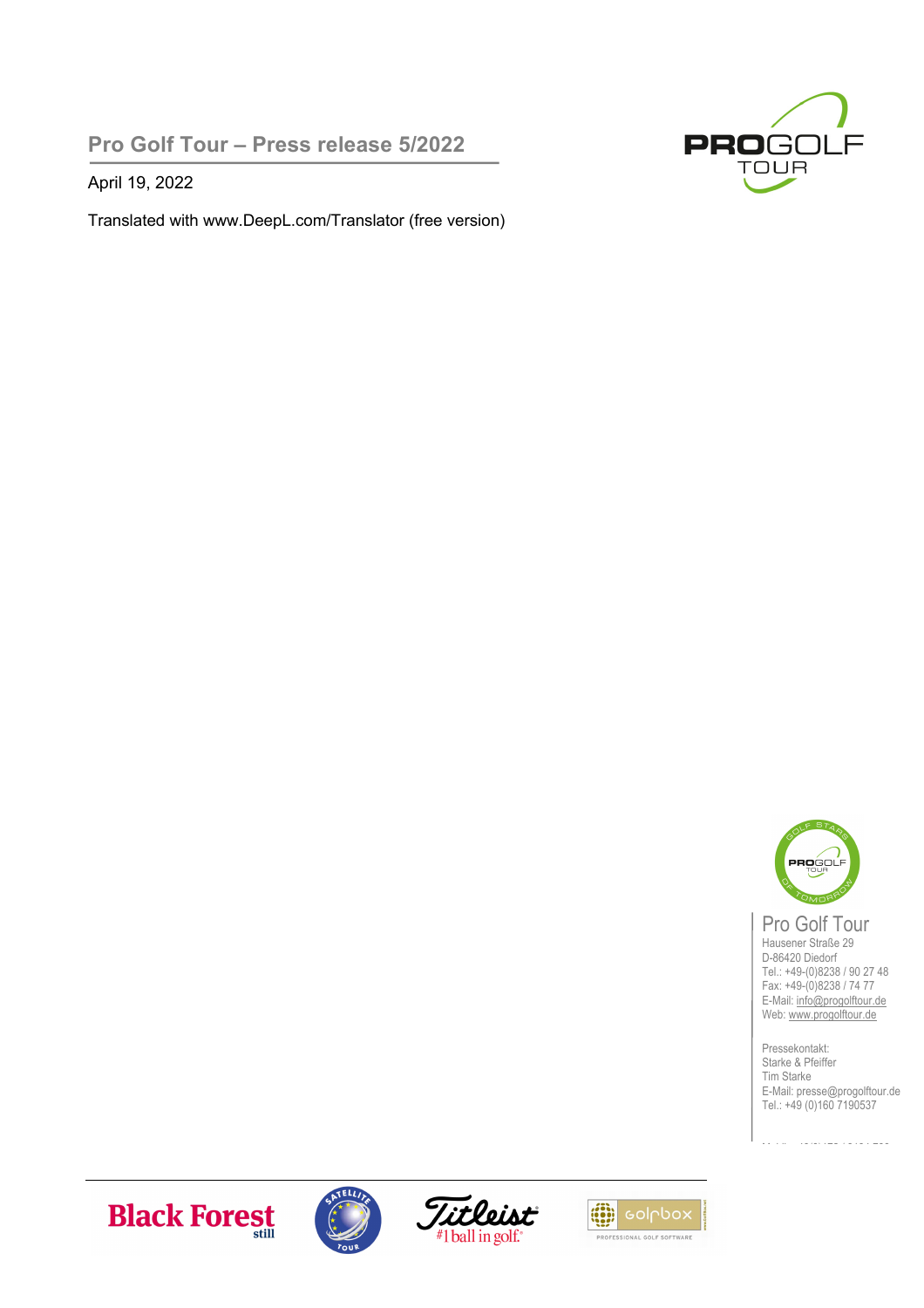# Pro Golf Tour – Press release 5/2022

April 19, 2022

Translated with www.DeepL.com/Translator (free version)

Pro Golf Tour
Hausener Straße 29
D-86420 Diedorf
Tel.: +49-(0)8238 / 90 27 48
Fax: +49-(0)8238 / 74 77
E-Mail: info@progolftour.de
Web: www.progolftour.de

Pressekontakt:
Starke & Pfeiffer
Tim Starke
E-Mail: presse@progolftour.de
Tel.: +49 (0)160 7190537